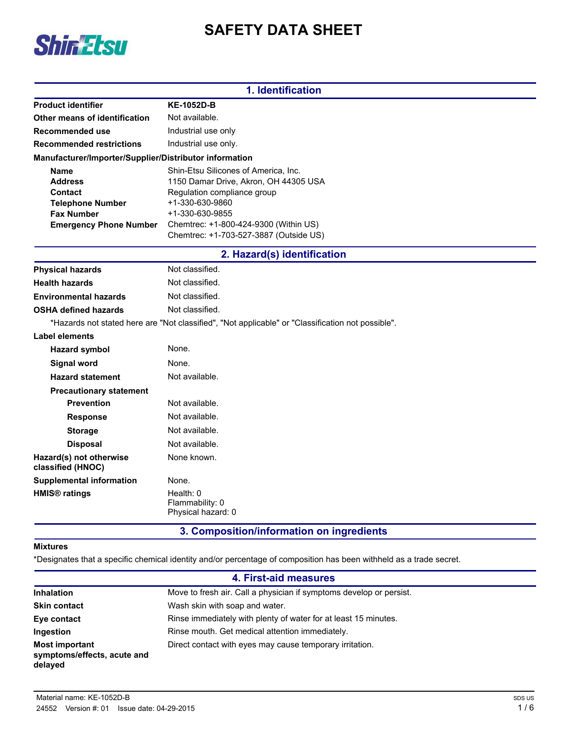# SAFETY DATA SHEET

## 1. Identification

| | |
|---|---|
| **Product identifier** | **KE-1052D-B** |
| **Other means of identification** | Not available. |
| **Recommended use** | Industrial use only |
| **Recommended restrictions** | Industrial use only. |

**Manufacturer/Importer/Supplier/Distributor information**

| | |
|---|---|
| **Name** | Shin-Etsu Silicones of America, Inc. |
| **Address** | 1150 Damar Drive, Akron, OH 44305 USA |
| **Contact** | Regulation compliance group |
| **Telephone Number** | +1-330-630-9860 |
| **Fax Number** | +1-330-630-9855 |
| **Emergency Phone Number** | Chemtrec: +1-800-424-9300 (Within US)<br>Chemtrec: +1-703-527-3887 (Outside US) |

## 2. Hazard(s) identification

| | |
|---|---|
| **Physical hazards** | Not classified. |
| **Health hazards** | Not classified. |
| **Environmental hazards** | Not classified. |
| **OSHA defined hazards** | Not classified. |

*Hazards not stated here are "Not classified", "Not applicable" or "Classification not possible".

**Label elements**

| | |
|---|---|
| **Hazard symbol** | None. |
| **Signal word** | None. |
| **Hazard statement** | Not available. |
| **Precautionary statement** | |
| **Prevention** | Not available. |
| **Response** | Not available. |
| **Storage** | Not available. |
| **Disposal** | Not available. |
| **Hazard(s) not otherwise classified (HNOC)** | None known. |
| **Supplemental information** | None. |
| **HMIS® ratings** | Health: 0<br>Flammability: 0<br>Physical hazard: 0 |

## 3. Composition/information on ingredients

**Mixtures**

*Designates that a specific chemical identity and/or percentage of composition has been withheld as a trade secret.

## 4. First-aid measures

| | |
|---|---|
| **Inhalation** | Move to fresh air. Call a physician if symptoms develop or persist. |
| **Skin contact** | Wash skin with soap and water. |
| **Eye contact** | Rinse immediately with plenty of water for at least 15 minutes. |
| **Ingestion** | Rinse mouth. Get medical attention immediately. |
| **Most important symptoms/effects, acute and delayed** | Direct contact with eyes may cause temporary irritation. |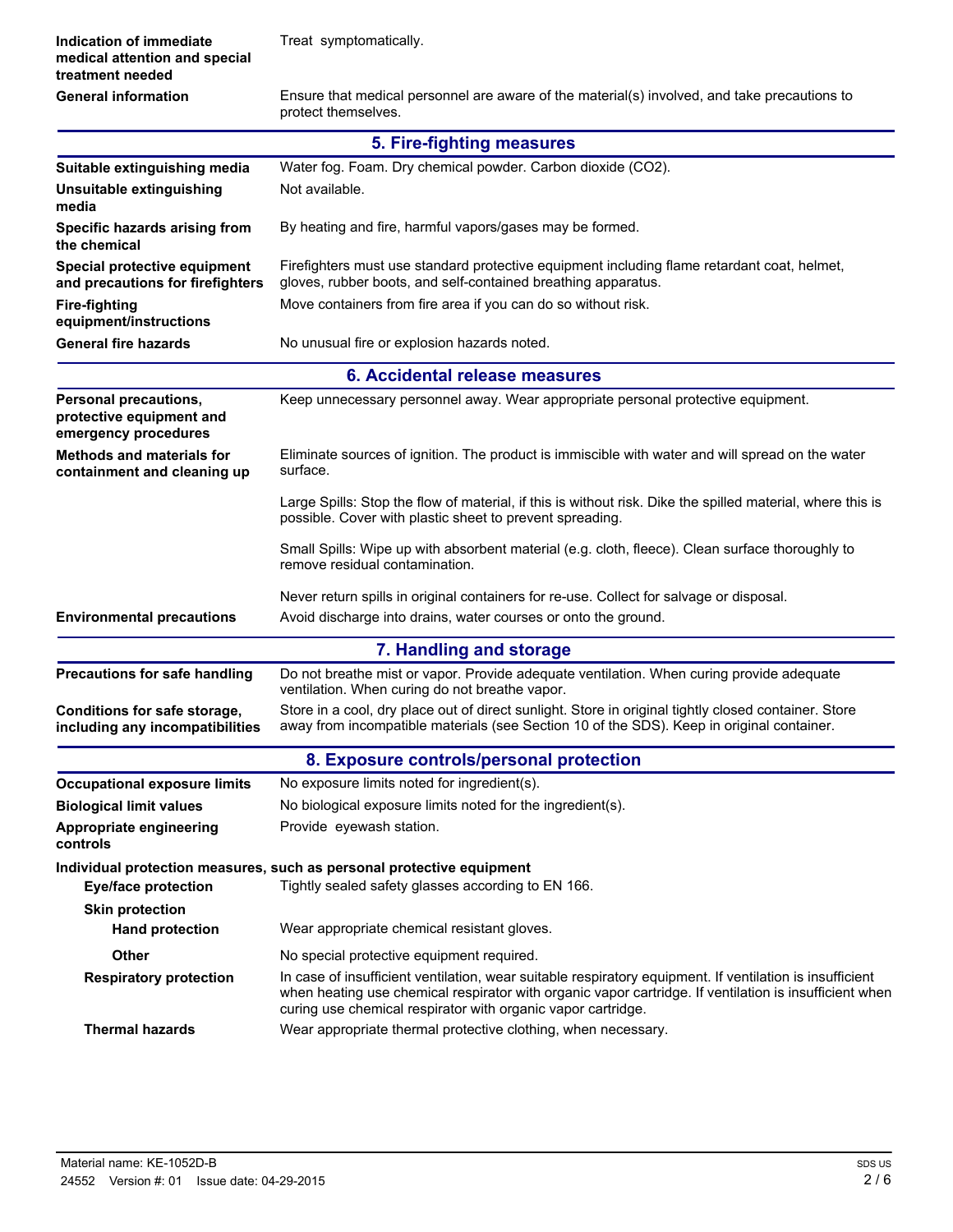**Indication of immediate medical attention and special treatment needed** Treat symptomatically.

**General information** Ensure that medical personnel are aware of the material(s) involved, and take precautions to protect themselves.

## 5. Fire-fighting measures

**Suitable extinguishing media** Water fog. Foam. Dry chemical powder. Carbon dioxide ($CO_2$).

**Unsuitable extinguishing media** Not available.

**Specific hazards arising from the chemical** By heating and fire, harmful vapors/gases may be formed.

**Special protective equipment and precautions for firefighters** Firefighters must use standard protective equipment including flame retardant coat, helmet, gloves, rubber boots, and self-contained breathing apparatus.

**Fire-fighting equipment/instructions** Move containers from fire area if you can do so without risk.

**General fire hazards** No unusual fire or explosion hazards noted.

## 6. Accidental release measures

**Personal precautions, protective equipment and emergency procedures** Keep unnecessary personnel away. Wear appropriate personal protective equipment.

**Methods and materials for containment and cleaning up** Eliminate sources of ignition. The product is immiscible with water and will spread on the water surface.

Large Spills: Stop the flow of material, if this is without risk. Dike the spilled material, where this is possible. Cover with plastic sheet to prevent spreading.

Small Spills: Wipe up with absorbent material (e.g. cloth, fleece). Clean surface thoroughly to remove residual contamination.

Never return spills in original containers for re-use. Collect for salvage or disposal.

**Environmental precautions** Avoid discharge into drains, water courses or onto the ground.

## 7. Handling and storage

**Precautions for safe handling** Do not breathe mist or vapor. Provide adequate ventilation. When curing provide adequate ventilation. When curing do not breathe vapor.

**Conditions for safe storage, including any incompatibilities** Store in a cool, dry place out of direct sunlight. Store in original tightly closed container. Store away from incompatible materials (see Section 10 of the SDS). Keep in original container.

## 8. Exposure controls/personal protection

**Occupational exposure limits** No exposure limits noted for ingredient(s).

**Biological limit values** No biological exposure limits noted for the ingredient(s).

**Appropriate engineering controls** Provide eyewash station.

**Individual protection measures, such as personal protective equipment**

**Eye/face protection** Tightly sealed safety glasses according to EN 166.

**Skin protection**

**Hand protection** Wear appropriate chemical resistant gloves.

**Other** No special protective equipment required.

**Respiratory protection** In case of insufficient ventilation, wear suitable respiratory equipment. If ventilation is insufficient when heating use chemical respirator with organic vapor cartridge. If ventilation is insufficient when curing use chemical respirator with organic vapor cartridge.

**Thermal hazards** Wear appropriate thermal protective clothing, when necessary.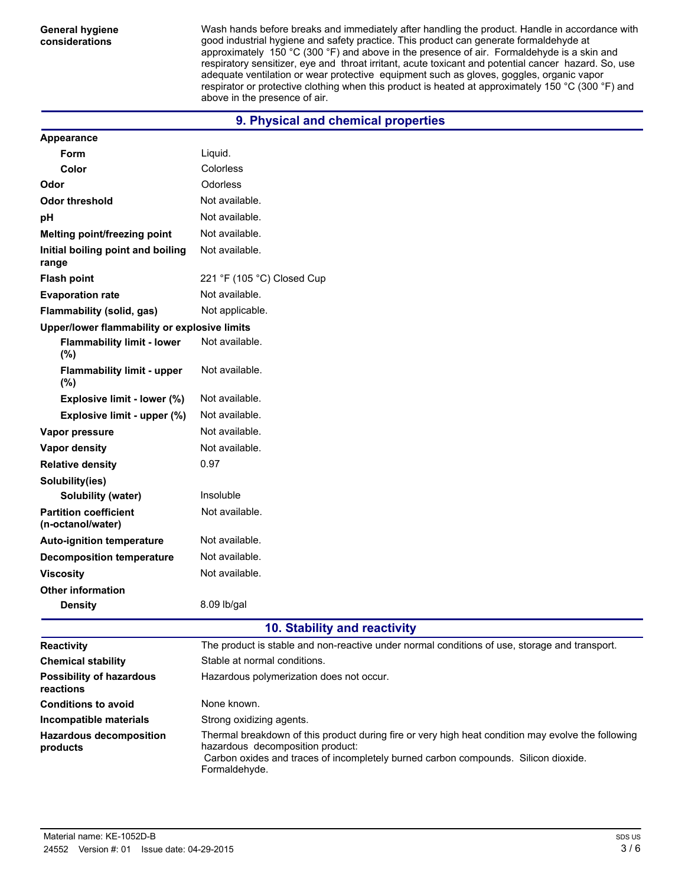| | |
|---|---|
| **General hygiene considerations** | Wash hands before breaks and immediately after handling the product. Handle in accordance with good industrial hygiene and safety practice. This product can generate formaldehyde at approximately 150 °C (300 °F) and above in the presence of air. Formaldehyde is a skin and respiratory sensitizer, eye and throat irritant, acute toxicant and potential cancer hazard. So, use adequate ventilation or wear protective equipment such as gloves, goggles, organic vapor respirator or protective clothing when this product is heated at approximately 150 °C (300 °F) and above in the presence of air. |

## 9. Physical and chemical properties

| | |
|---|---|
| **Appearance** | |
| **Form** | Liquid. |
| **Color** | Colorless |
| **Odor** | Odorless |
| **Odor threshold** | Not available. |
| **pH** | Not available. |
| **Melting point/freezing point** | Not available. |
| **Initial boiling point and boiling range** | Not available. |
| **Flash point** | 221 °F (105 °C) Closed Cup |
| **Evaporation rate** | Not available. |
| **Flammability (solid, gas)** | Not applicable. |
| **Upper/lower flammability or explosive limits** | |
| **Flammability limit - lower (%)** | Not available. |
| **Flammability limit - upper (%)** | Not available. |
| **Explosive limit - lower (%)** | Not available. |
| **Explosive limit - upper (%)** | Not available. |
| **Vapor pressure** | Not available. |
| **Vapor density** | Not available. |
| **Relative density** | 0.97 |
| **Solubility(ies)** | |
| **Solubility (water)** | Insoluble |
| **Partition coefficient (n-octanol/water)** | Not available. |
| **Auto-ignition temperature** | Not available. |
| **Decomposition temperature** | Not available. |
| **Viscosity** | Not available. |
| **Other information** | |
| **Density** | 8.09 lb/gal |

## 10. Stability and reactivity

| | |
|---|---|
| **Reactivity** | The product is stable and non-reactive under normal conditions of use, storage and transport. |
| **Chemical stability** | Stable at normal conditions. |
| **Possibility of hazardous reactions** | Hazardous polymerization does not occur. |
| **Conditions to avoid** | None known. |
| **Incompatible materials** | Strong oxidizing agents. |
| **Hazardous decomposition products** | Thermal breakdown of this product during fire or very high heat condition may evolve the following hazardous decomposition product: Carbon oxides and traces of incompletely burned carbon compounds. Silicon dioxide. Formaldehyde. |

Material name: KE-1052D-B

24552 Version #: 01 Issue date: 04-29-2015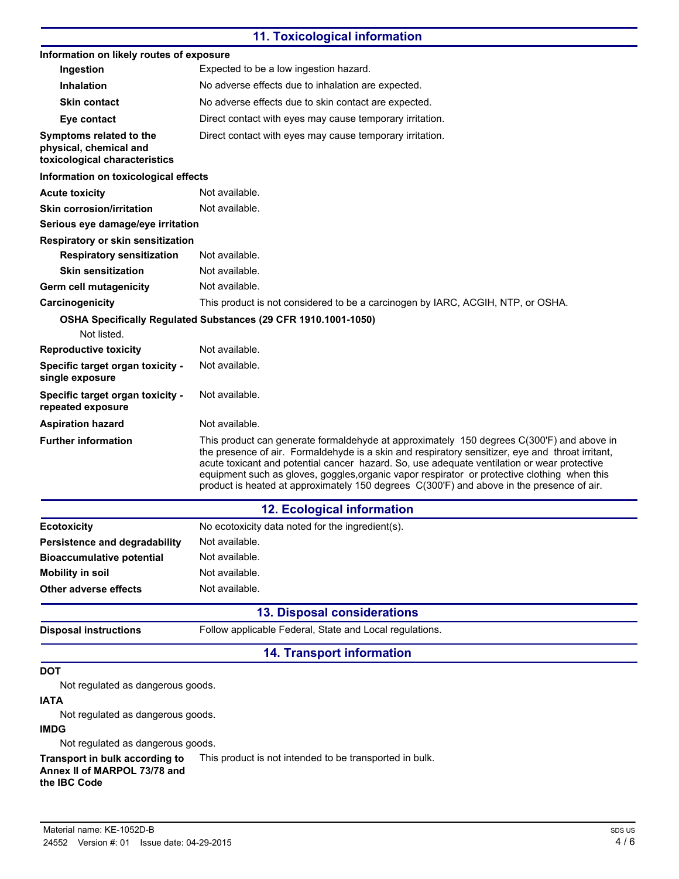## 11. Toxicological information

**Information on likely routes of exposure**

| | |
|---|---|
| **Ingestion** | Expected to be a low ingestion hazard. |
| **Inhalation** | No adverse effects due to inhalation are expected. |
| **Skin contact** | No adverse effects due to skin contact are expected. |
| **Eye contact** | Direct contact with eyes may cause temporary irritation. |
| **Symptoms related to the physical, chemical and toxicological characteristics** | Direct contact with eyes may cause temporary irritation. |

**Information on toxicological effects**

| | |
|---|---|
| **Acute toxicity** | Not available. |
| **Skin corrosion/irritation** | Not available. |
| **Serious eye damage/eye irritation** | |
| **Respiratory or skin sensitization** | |
| **Respiratory sensitization** | Not available. |
| **Skin sensitization** | Not available. |
| **Germ cell mutagenicity** | Not available. |
| **Carcinogenicity** | This product is not considered to be a carcinogen by IARC, ACGIH, NTP, or OSHA. |

**OSHA Specifically Regulated Substances (29 CFR 1910.1001-1050)**

Not listed.

| | |
|---|---|
| **Reproductive toxicity** | Not available. |
| **Specific target organ toxicity - single exposure** | Not available. |
| **Specific target organ toxicity - repeated exposure** | Not available. |
| **Aspiration hazard** | Not available. |
| **Further information** | This product can generate formaldehyde at approximately 150 degrees C(300'F) and above in the presence of air. Formaldehyde is a skin and respiratory sensitizer, eye and throat irritant, acute toxicant and potential cancer hazard. So, use adequate ventilation or wear protective equipment such as gloves, goggles,organic vapor respirator or protective clothing when this product is heated at approximately 150 degrees C(300'F) and above in the presence of air. |

## 12. Ecological information

| | |
|---|---|
| **Ecotoxicity** | No ecotoxicity data noted for the ingredient(s). |
| **Persistence and degradability** | Not available. |
| **Bioaccumulative potential** | Not available. |
| **Mobility in soil** | Not available. |
| **Other adverse effects** | Not available. |

## 13. Disposal considerations

| | |
|---|---|
| **Disposal instructions** | Follow applicable Federal, State and Local regulations. |

## 14. Transport information

**DOT**

Not regulated as dangerous goods.

**IATA**

Not regulated as dangerous goods.

**IMDG**

Not regulated as dangerous goods.

| | |
|---|---|
| **Transport in bulk according to Annex II of MARPOL 73/78 and the IBC Code** | This product is not intended to be transported in bulk. |

Material name: KE-1052D-B

24552 Version #: 01 Issue date: 04-29-2015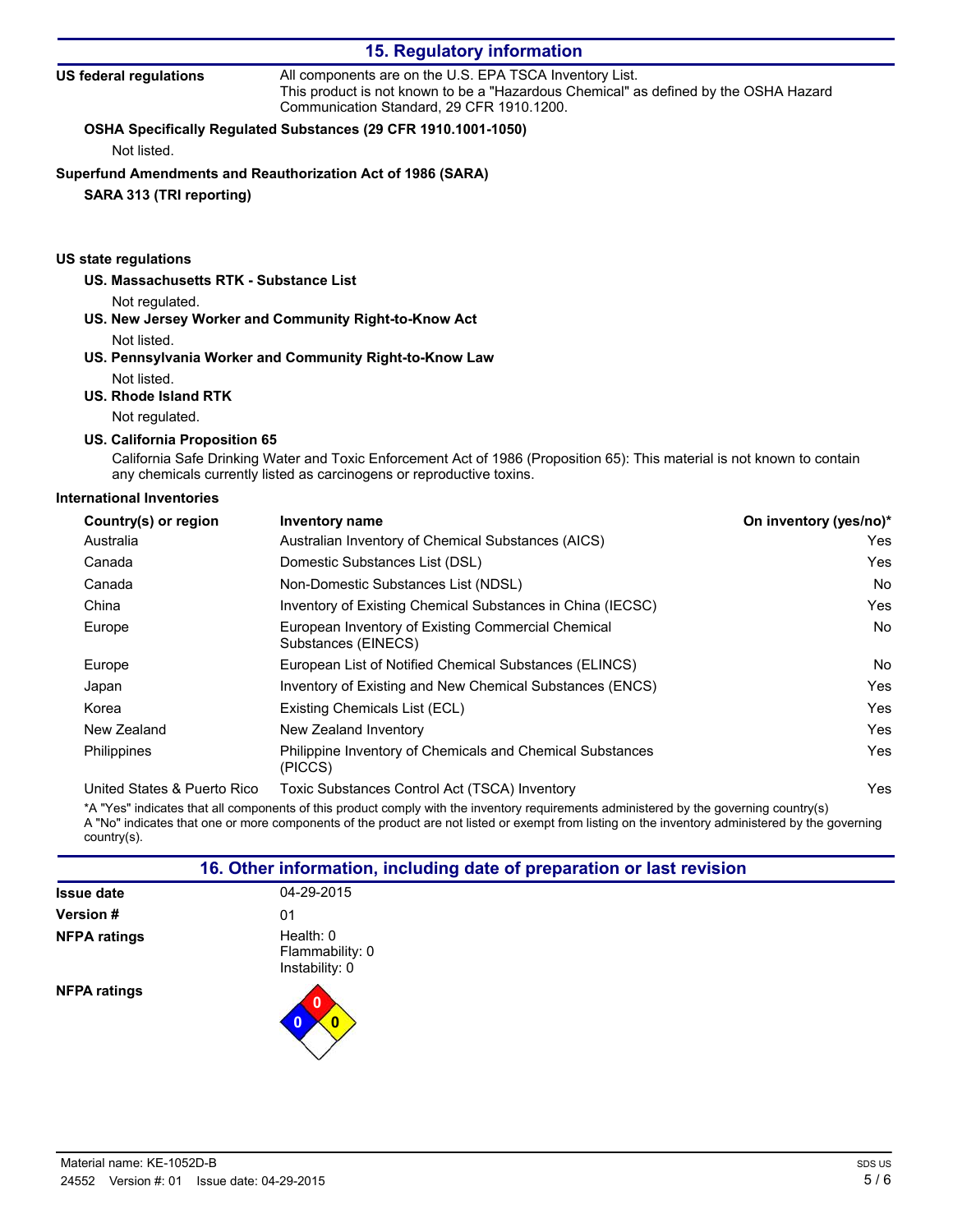## 15. Regulatory information

**US federal regulations**

All components are on the U.S. EPA TSCA Inventory List.
This product is not known to be a "Hazardous Chemical" as defined by the OSHA Hazard Communication Standard, 29 CFR 1910.1200.

**OSHA Specifically Regulated Substances (29 CFR 1910.1001-1050)**

Not listed.

**Superfund Amendments and Reauthorization Act of 1986 (SARA)**

**SARA 313 (TRI reporting)**

**US state regulations**

**US. Massachusetts RTK - Substance List**

Not regulated.

**US. New Jersey Worker and Community Right-to-Know Act**

Not listed.

**US. Pennsylvania Worker and Community Right-to-Know Law**

Not listed.

**US. Rhode Island RTK**

Not regulated.

**US. California Proposition 65**

California Safe Drinking Water and Toxic Enforcement Act of 1986 (Proposition 65): This material is not known to contain any chemicals currently listed as carcinogens or reproductive toxins.

**International Inventories**

| Country(s) or region | Inventory name | On inventory (yes/no)* |
|---|---|---|
| Australia | Australian Inventory of Chemical Substances (AICS) | Yes |
| Canada | Domestic Substances List (DSL) | Yes |
| Canada | Non-Domestic Substances List (NDSL) | No |
| China | Inventory of Existing Chemical Substances in China (IECSC) | Yes |
| Europe | European Inventory of Existing Commercial Chemical Substances (EINECS) | No |
| Europe | European List of Notified Chemical Substances (ELINCS) | No |
| Japan | Inventory of Existing and New Chemical Substances (ENCS) | Yes |
| Korea | Existing Chemicals List (ECL) | Yes |
| New Zealand | New Zealand Inventory | Yes |
| Philippines | Philippine Inventory of Chemicals and Chemical Substances (PICCS) | Yes |
| United States & Puerto Rico | Toxic Substances Control Act (TSCA) Inventory | Yes |

*A "Yes" indicates that all components of this product comply with the inventory requirements administered by the governing country(s)
A "No" indicates that one or more components of the product are not listed or exempt from listing on the inventory administered by the governing country(s).

## 16. Other information, including date of preparation or last revision

**Issue date** 04-29-2015

**Version #** 01

**NFPA ratings**
Health: 0
Flammability: 0
Instability: 0

**NFPA ratings**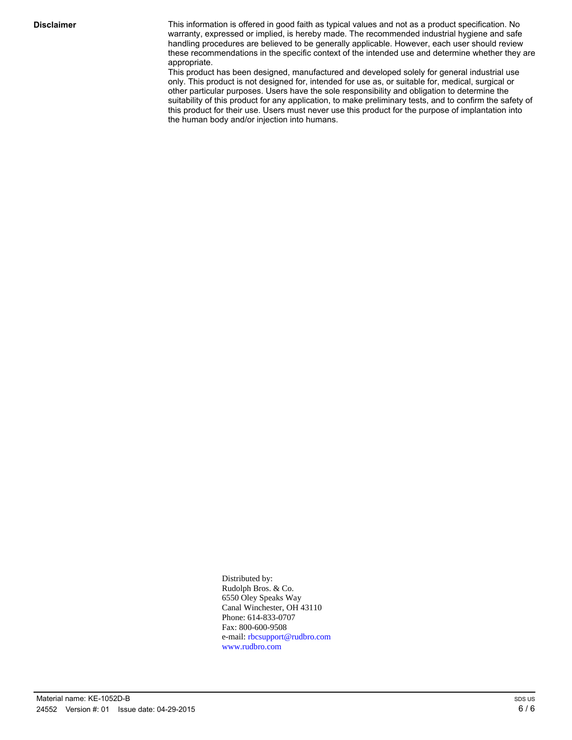**Disclaimer**

This information is offered in good faith as typical values and not as a product specification. No warranty, expressed or implied, is hereby made. The recommended industrial hygiene and safe handling procedures are believed to be generally applicable. However, each user should review these recommendations in the specific context of the intended use and determine whether they are appropriate.

This product has been designed, manufactured and developed solely for general industrial use only. This product is not designed for, intended for use as, or suitable for, medical, surgical or other particular purposes. Users have the sole responsibility and obligation to determine the suitability of this product for any application, to make preliminary tests, and to confirm the safety of this product for their use. Users must never use this product for the purpose of implantation into the human body and/or injection into humans.

Distributed by:
Rudolph Bros. & Co.
6550 Oley Speaks Way
Canal Winchester, OH 43110
Phone: 614-833-0707
Fax: 800-600-9508
e-mail: rbcsupport@rudbro.com
www.rudbro.com